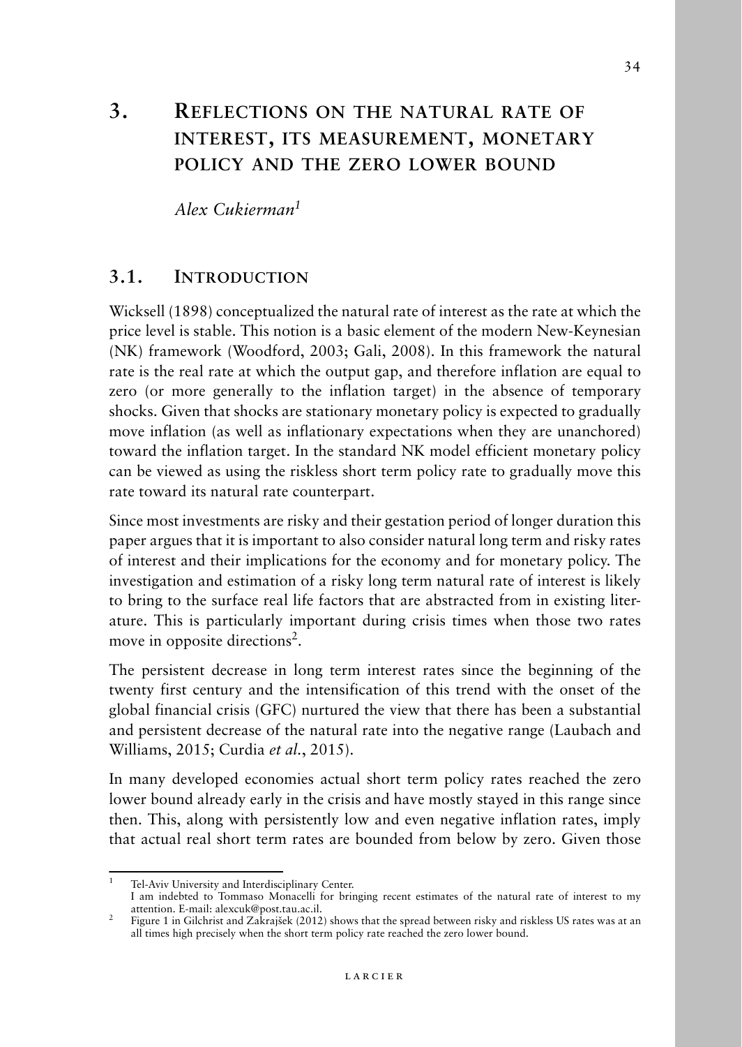# 3. REFLECTIONS ON THE NATURAL RATE OF INTEREST, ITS MEASUREMENT, MONETARY POLICY AND THE ZERO LOWER BOUND

*Alex Cukierman*[1]

## 3.1. INTRODUCTION

Wicksell (1898) conceptualized the natural rate of interest as the rate at which the price level is stable. This notion is a basic element of the modern New-Keynesian (NK) framework (Woodford, 2003; Gali, 2008). In this framework the natural rate is the real rate at which the output gap, and therefore inflation are equal to zero (or more generally to the inflation target) in the absence of temporary shocks. Given that shocks are stationary monetary policy is expected to gradually move inflation (as well as inflationary expectations when they are unanchored) toward the inflation target. In the standard NK model efficient monetary policy can be viewed as using the riskless short term policy rate to gradually move this rate toward its natural rate counterpart.

Since most investments are risky and their gestation period of longer duration this paper argues that it is important to also consider natural long term and risky rates of interest and their implications for the economy and for monetary policy. The investigation and estimation of a risky long term natural rate of interest is likely to bring to the surface real life factors that are abstracted from in existing literature. This is particularly important during crisis times when those two rates move in opposite directions[2].

The persistent decrease in long term interest rates since the beginning of the twenty first century and the intensification of this trend with the onset of the global financial crisis (GFC) nurtured the view that there has been a substantial and persistent decrease of the natural rate into the negative range (Laubach and Williams, 2015; Curdia *et al.*, 2015).

In many developed economies actual short term policy rates reached the zero lower bound already early in the crisis and have mostly stayed in this range since then. This, along with persistently low and even negative inflation rates, imply that actual real short term rates are bounded from below by zero. Given those

---

[1] Tel-Aviv University and Interdisciplinary Center.
I am indebted to Tommaso Monacelli for bringing recent estimates of the natural rate of interest to my attention. E-mail: alexcuk@post.tau.ac.il.

[2] Figure 1 in Gilchrist and Zakrajšek (2012) shows that the spread between risky and riskless US rates was at an all times high precisely when the short term policy rate reached the zero lower bound.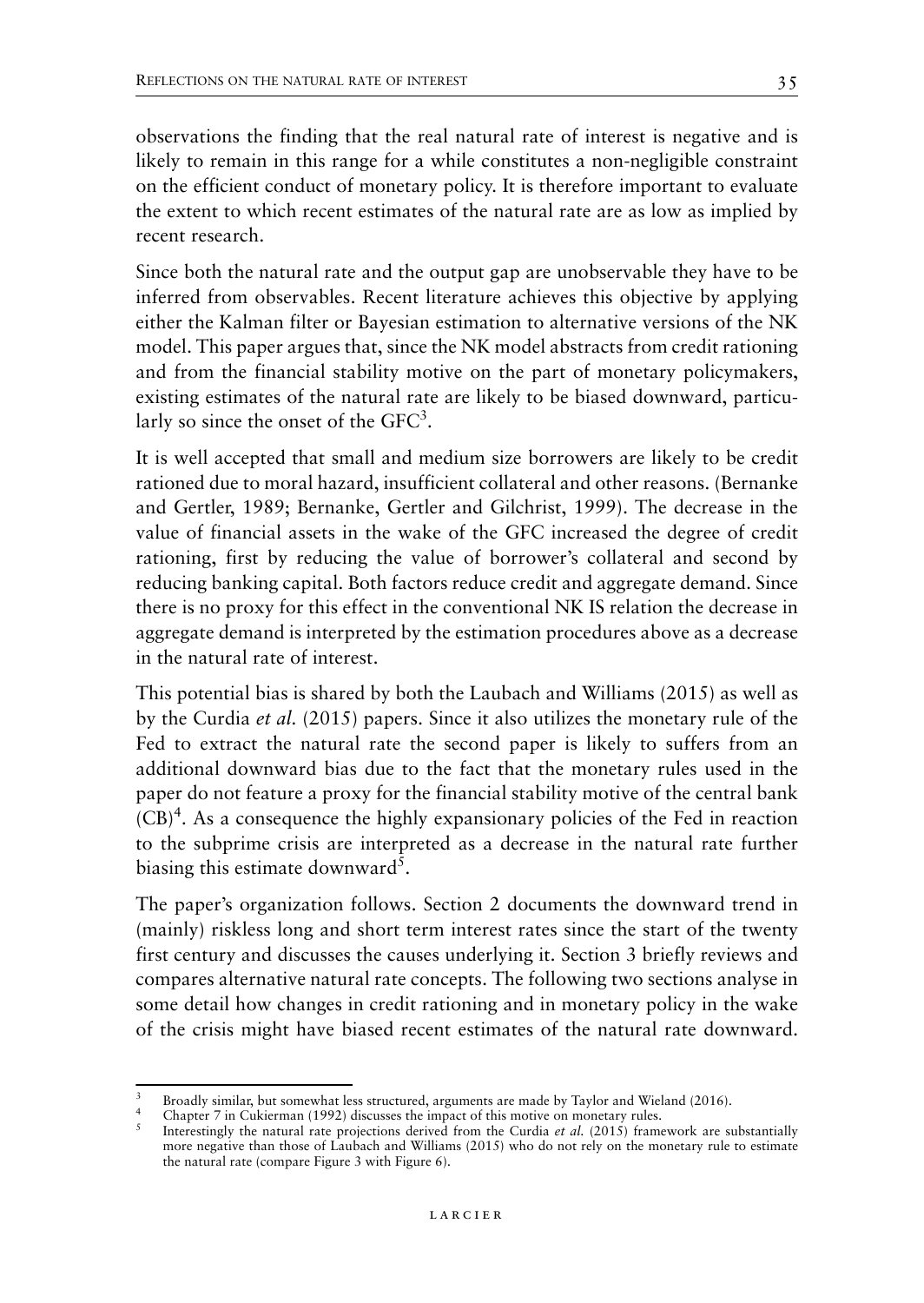observations the finding that the real natural rate of interest is negative and is likely to remain in this range for a while constitutes a non-negligible constraint on the efficient conduct of monetary policy. It is therefore important to evaluate the extent to which recent estimates of the natural rate are as low as implied by recent research.

Since both the natural rate and the output gap are unobservable they have to be inferred from observables. Recent literature achieves this objective by applying either the Kalman filter or Bayesian estimation to alternative versions of the NK model. This paper argues that, since the NK model abstracts from credit rationing and from the financial stability motive on the part of monetary policymakers, existing estimates of the natural rate are likely to be biased downward, particularly so since the onset of the GFC[3].

It is well accepted that small and medium size borrowers are likely to be credit rationed due to moral hazard, insufficient collateral and other reasons. (Bernanke and Gertler, 1989; Bernanke, Gertler and Gilchrist, 1999). The decrease in the value of financial assets in the wake of the GFC increased the degree of credit rationing, first by reducing the value of borrower's collateral and second by reducing banking capital. Both factors reduce credit and aggregate demand. Since there is no proxy for this effect in the conventional NK IS relation the decrease in aggregate demand is interpreted by the estimation procedures above as a decrease in the natural rate of interest.

This potential bias is shared by both the Laubach and Williams (2015) as well as by the Curdia *et al.* (2015) papers. Since it also utilizes the monetary rule of the Fed to extract the natural rate the second paper is likely to suffers from an additional downward bias due to the fact that the monetary rules used in the paper do not feature a proxy for the financial stability motive of the central bank (CB)[4]. As a consequence the highly expansionary policies of the Fed in reaction to the subprime crisis are interpreted as a decrease in the natural rate further biasing this estimate downward[5].

The paper's organization follows. Section 2 documents the downward trend in (mainly) riskless long and short term interest rates since the start of the twenty first century and discusses the causes underlying it. Section 3 briefly reviews and compares alternative natural rate concepts. The following two sections analyse in some detail how changes in credit rationing and in monetary policy in the wake of the crisis might have biased recent estimates of the natural rate downward.

---

[3] Broadly similar, but somewhat less structured, arguments are made by Taylor and Wieland (2016).

[4] Chapter 7 in Cukierman (1992) discusses the impact of this motive on monetary rules.

[5] Interestingly the natural rate projections derived from the Curdia *et al.* (2015) framework are substantially more negative than those of Laubach and Williams (2015) who do not rely on the monetary rule to estimate the natural rate (compare Figure 3 with Figure 6).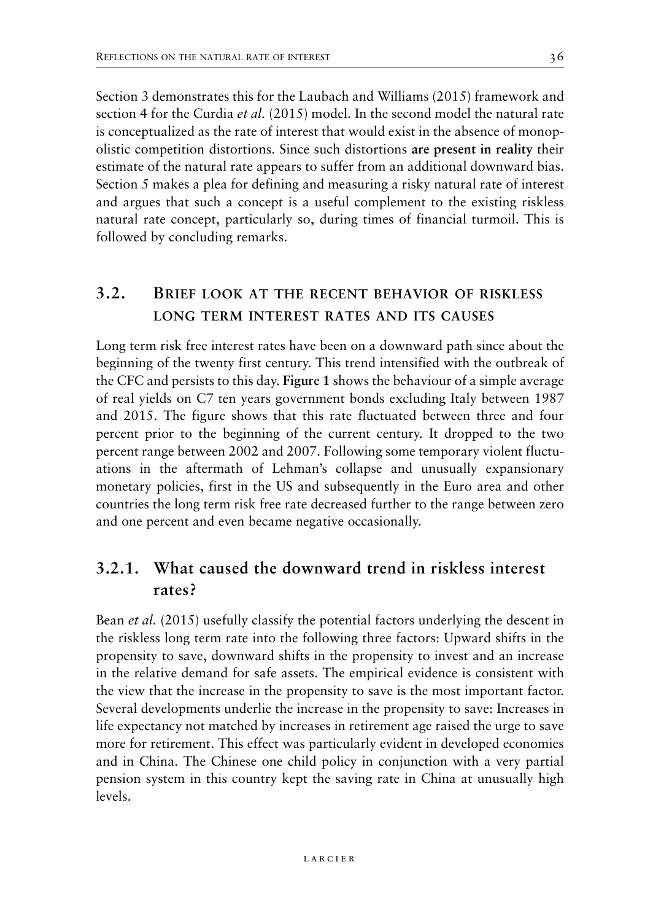Section 3 demonstrates this for the Laubach and Williams (2015) framework and section 4 for the Curdia *et al.* (2015) model. In the second model the natural rate is conceptualized as the rate of interest that would exist in the absence of monopolistic competition distortions. Since such distortions **are present in reality** their estimate of the natural rate appears to suffer from an additional downward bias. Section 5 makes a plea for defining and measuring a risky natural rate of interest and argues that such a concept is a useful complement to the existing riskless natural rate concept, particularly so, during times of financial turmoil. This is followed by concluding remarks.

## 3.2. Brief look at the recent behavior of riskless long term interest rates and its causes

Long term risk free interest rates have been on a downward path since about the beginning of the twenty first century. This trend intensified with the outbreak of the CFC and persists to this day. **Figure 1** shows the behaviour of a simple average of real yields on C7 ten years government bonds excluding Italy between 1987 and 2015. The figure shows that this rate fluctuated between three and four percent prior to the beginning of the current century. It dropped to the two percent range between 2002 and 2007. Following some temporary violent fluctuations in the aftermath of Lehman's collapse and unusually expansionary monetary policies, first in the US and subsequently in the Euro area and other countries the long term risk free rate decreased further to the range between zero and one percent and even became negative occasionally.

### 3.2.1. What caused the downward trend in riskless interest rates?

Bean *et al.* (2015) usefully classify the potential factors underlying the descent in the riskless long term rate into the following three factors: Upward shifts in the propensity to save, downward shifts in the propensity to invest and an increase in the relative demand for safe assets. The empirical evidence is consistent with the view that the increase in the propensity to save is the most important factor. Several developments underlie the increase in the propensity to save: Increases in life expectancy not matched by increases in retirement age raised the urge to save more for retirement. This effect was particularly evident in developed economies and in China. The Chinese one child policy in conjunction with a very partial pension system in this country kept the saving rate in China at unusually high levels.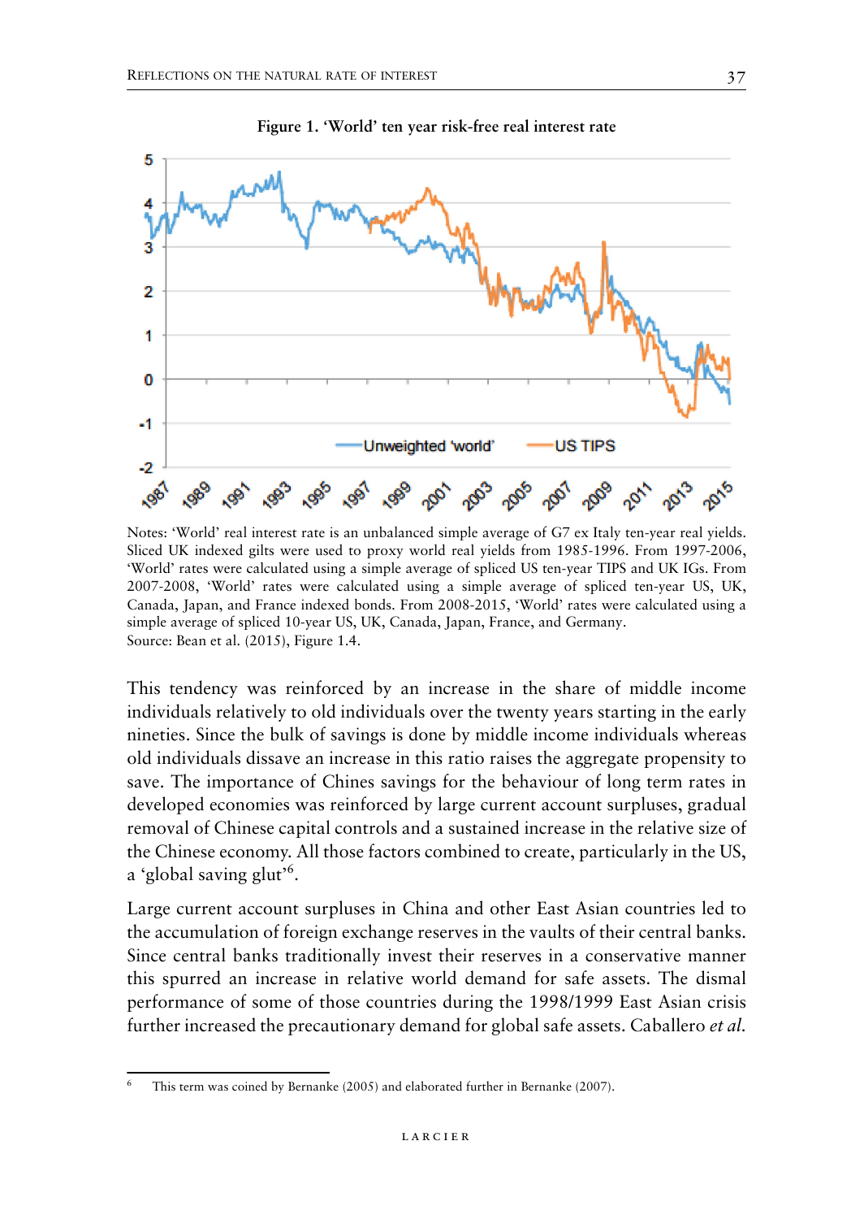**Figure 1. 'World' ten year risk-free real interest rate**

Notes: 'World' real interest rate is an unbalanced simple average of G7 ex Italy ten-year real yields. Sliced UK indexed gilts were used to proxy world real yields from 1985-1996. From 1997-2006, 'World' rates were calculated using a simple average of spliced US ten-year TIPS and UK IGs. From 2007-2008, 'World' rates were calculated using a simple average of spliced ten-year US, UK, Canada, Japan, and France indexed bonds. From 2008-2015, 'World' rates were calculated using a simple average of spliced 10-year US, UK, Canada, Japan, France, and Germany.
Source: Bean et al. (2015), Figure 1.4.

This tendency was reinforced by an increase in the share of middle income individuals relatively to old individuals over the twenty years starting in the early nineties. Since the bulk of savings is done by middle income individuals whereas old individuals dissave an increase in this ratio raises the aggregate propensity to save. The importance of Chines savings for the behaviour of long term rates in developed economies was reinforced by large current account surpluses, gradual removal of Chinese capital controls and a sustained increase in the relative size of the Chinese economy. All those factors combined to create, particularly in the US, a 'global saving glut'[6].

Large current account surpluses in China and other East Asian countries led to the accumulation of foreign exchange reserves in the vaults of their central banks. Since central banks traditionally invest their reserves in a conservative manner this spurred an increase in relative world demand for safe assets. The dismal performance of some of those countries during the 1998/1999 East Asian crisis further increased the precautionary demand for global safe assets. Caballero *et al.*

---

[6] This term was coined by Bernanke (2005) and elaborated further in Bernanke (2007).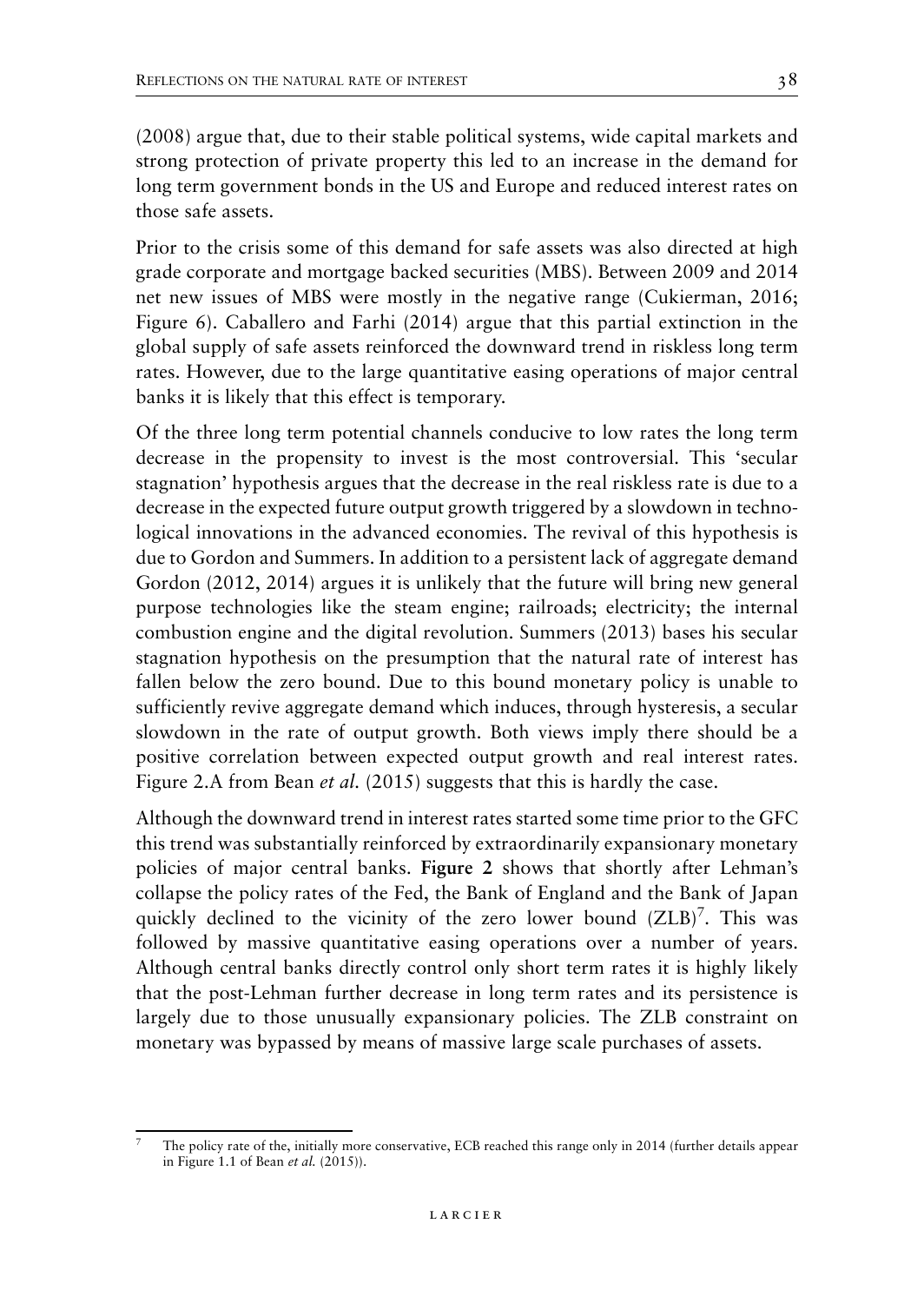(2008) argue that, due to their stable political systems, wide capital markets and strong protection of private property this led to an increase in the demand for long term government bonds in the US and Europe and reduced interest rates on those safe assets.

Prior to the crisis some of this demand for safe assets was also directed at high grade corporate and mortgage backed securities (MBS). Between 2009 and 2014 net new issues of MBS were mostly in the negative range (Cukierman, 2016; Figure 6). Caballero and Farhi (2014) argue that this partial extinction in the global supply of safe assets reinforced the downward trend in riskless long term rates. However, due to the large quantitative easing operations of major central banks it is likely that this effect is temporary.

Of the three long term potential channels conducive to low rates the long term decrease in the propensity to invest is the most controversial. This 'secular stagnation' hypothesis argues that the decrease in the real riskless rate is due to a decrease in the expected future output growth triggered by a slowdown in technological innovations in the advanced economies. The revival of this hypothesis is due to Gordon and Summers. In addition to a persistent lack of aggregate demand Gordon (2012, 2014) argues it is unlikely that the future will bring new general purpose technologies like the steam engine; railroads; electricity; the internal combustion engine and the digital revolution. Summers (2013) bases his secular stagnation hypothesis on the presumption that the natural rate of interest has fallen below the zero bound. Due to this bound monetary policy is unable to sufficiently revive aggregate demand which induces, through hysteresis, a secular slowdown in the rate of output growth. Both views imply there should be a positive correlation between expected output growth and real interest rates. Figure 2.A from Bean *et al.* (2015) suggests that this is hardly the case.

Although the downward trend in interest rates started some time prior to the GFC this trend was substantially reinforced by extraordinarily expansionary monetary policies of major central banks. **Figure 2** shows that shortly after Lehman's collapse the policy rates of the Fed, the Bank of England and the Bank of Japan quickly declined to the vicinity of the zero lower bound (ZLB)[7]. This was followed by massive quantitative easing operations over a number of years. Although central banks directly control only short term rates it is highly likely that the post-Lehman further decrease in long term rates and its persistence is largely due to those unusually expansionary policies. The ZLB constraint on monetary was bypassed by means of massive large scale purchases of assets.

[7] The policy rate of the, initially more conservative, ECB reached this range only in 2014 (further details appear in Figure 1.1 of Bean *et al.* (2015)).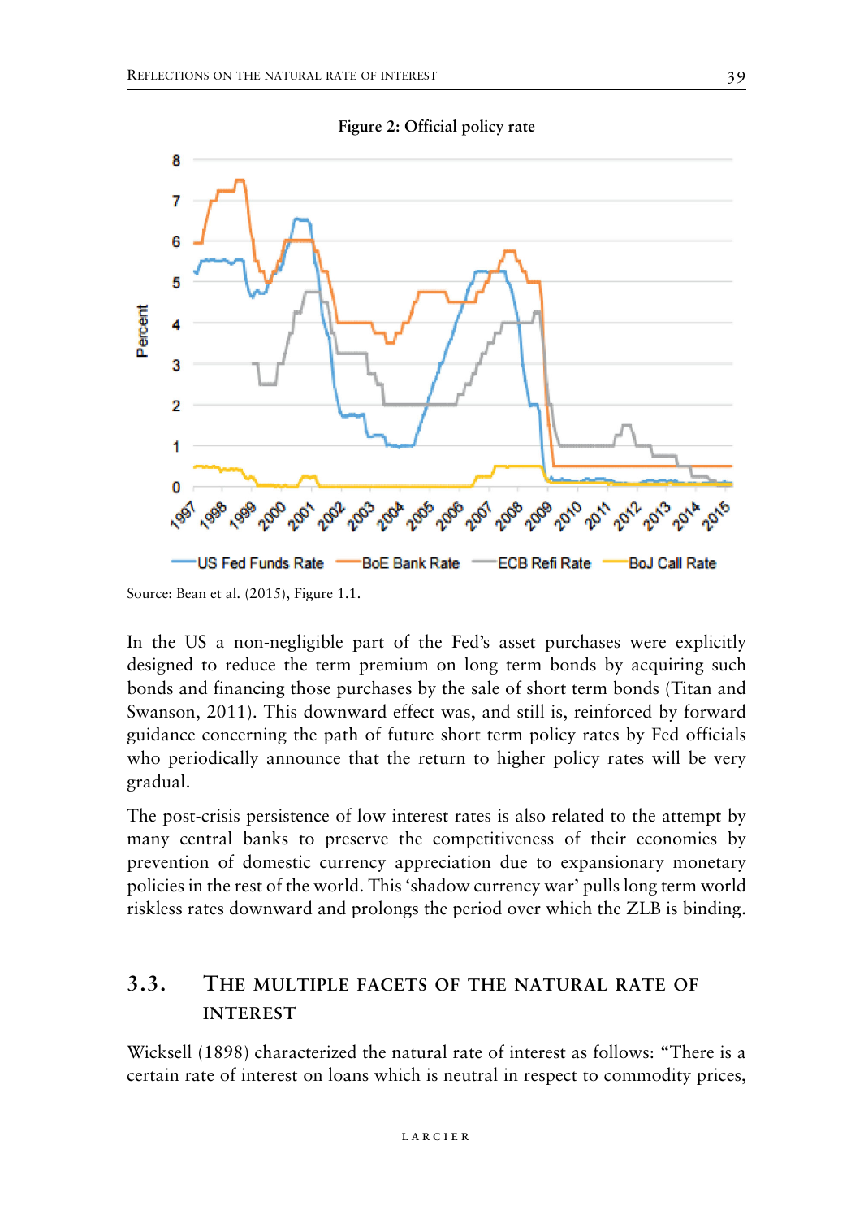**Figure 2: Official policy rate**

Source: Bean et al. (2015), Figure 1.1.

In the US a non-negligible part of the Fed's asset purchases were explicitly designed to reduce the term premium on long term bonds by acquiring such bonds and financing those purchases by the sale of short term bonds (Titan and Swanson, 2011). This downward effect was, and still is, reinforced by forward guidance concerning the path of future short term policy rates by Fed officials who periodically announce that the return to higher policy rates will be very gradual.

The post-crisis persistence of low interest rates is also related to the attempt by many central banks to preserve the competitiveness of their economies by prevention of domestic currency appreciation due to expansionary monetary policies in the rest of the world. This 'shadow currency war' pulls long term world riskless rates downward and prolongs the period over which the ZLB is binding.

## 3.3. THE MULTIPLE FACETS OF THE NATURAL RATE OF INTEREST

Wicksell (1898) characterized the natural rate of interest as follows: "There is a certain rate of interest on loans which is neutral in respect to commodity prices,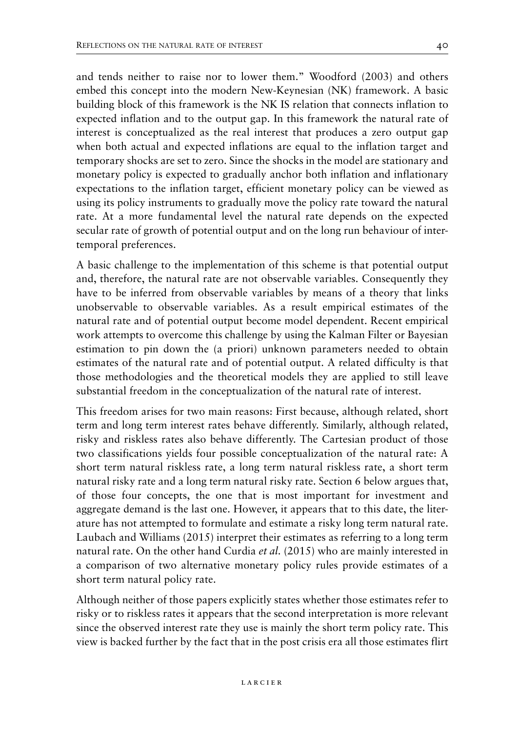and tends neither to raise nor to lower them." Woodford (2003) and others embed this concept into the modern New-Keynesian (NK) framework. A basic building block of this framework is the NK IS relation that connects inflation to expected inflation and to the output gap. In this framework the natural rate of interest is conceptualized as the real interest that produces a zero output gap when both actual and expected inflations are equal to the inflation target and temporary shocks are set to zero. Since the shocks in the model are stationary and monetary policy is expected to gradually anchor both inflation and inflationary expectations to the inflation target, efficient monetary policy can be viewed as using its policy instruments to gradually move the policy rate toward the natural rate. At a more fundamental level the natural rate depends on the expected secular rate of growth of potential output and on the long run behaviour of intertemporal preferences.

A basic challenge to the implementation of this scheme is that potential output and, therefore, the natural rate are not observable variables. Consequently they have to be inferred from observable variables by means of a theory that links unobservable to observable variables. As a result empirical estimates of the natural rate and of potential output become model dependent. Recent empirical work attempts to overcome this challenge by using the Kalman Filter or Bayesian estimation to pin down the (a priori) unknown parameters needed to obtain estimates of the natural rate and of potential output. A related difficulty is that those methodologies and the theoretical models they are applied to still leave substantial freedom in the conceptualization of the natural rate of interest.

This freedom arises for two main reasons: First because, although related, short term and long term interest rates behave differently. Similarly, although related, risky and riskless rates also behave differently. The Cartesian product of those two classifications yields four possible conceptualization of the natural rate: A short term natural riskless rate, a long term natural riskless rate, a short term natural risky rate and a long term natural risky rate. Section 6 below argues that, of those four concepts, the one that is most important for investment and aggregate demand is the last one. However, it appears that to this date, the literature has not attempted to formulate and estimate a risky long term natural rate. Laubach and Williams (2015) interpret their estimates as referring to a long term natural rate. On the other hand Curdia *et al.* (2015) who are mainly interested in a comparison of two alternative monetary policy rules provide estimates of a short term natural policy rate.

Although neither of those papers explicitly states whether those estimates refer to risky or to riskless rates it appears that the second interpretation is more relevant since the observed interest rate they use is mainly the short term policy rate. This view is backed further by the fact that in the post crisis era all those estimates flirt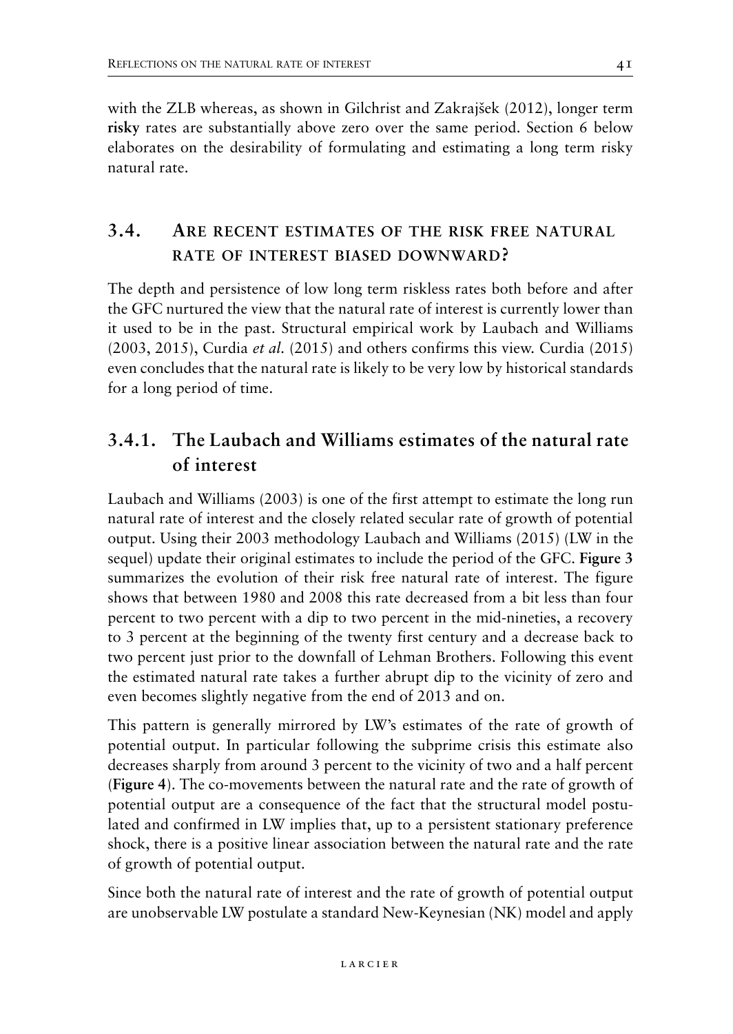with the ZLB whereas, as shown in Gilchrist and Zakrajšek (2012), longer term **risky** rates are substantially above zero over the same period. Section 6 below elaborates on the desirability of formulating and estimating a long term risky natural rate.

## 3.4. Are recent estimates of the risk free natural rate of interest biased downward?

The depth and persistence of low long term riskless rates both before and after the GFC nurtured the view that the natural rate of interest is currently lower than it used to be in the past. Structural empirical work by Laubach and Williams (2003, 2015), Curdia *et al.* (2015) and others confirms this view. Curdia (2015) even concludes that the natural rate is likely to be very low by historical standards for a long period of time.

### 3.4.1. The Laubach and Williams estimates of the natural rate of interest

Laubach and Williams (2003) is one of the first attempt to estimate the long run natural rate of interest and the closely related secular rate of growth of potential output. Using their 2003 methodology Laubach and Williams (2015) (LW in the sequel) update their original estimates to include the period of the GFC. **Figure 3** summarizes the evolution of their risk free natural rate of interest. The figure shows that between 1980 and 2008 this rate decreased from a bit less than four percent to two percent with a dip to two percent in the mid-nineties, a recovery to 3 percent at the beginning of the twenty first century and a decrease back to two percent just prior to the downfall of Lehman Brothers. Following this event the estimated natural rate takes a further abrupt dip to the vicinity of zero and even becomes slightly negative from the end of 2013 and on.

This pattern is generally mirrored by LW's estimates of the rate of growth of potential output. In particular following the subprime crisis this estimate also decreases sharply from around 3 percent to the vicinity of two and a half percent (**Figure 4**). The co-movements between the natural rate and the rate of growth of potential output are a consequence of the fact that the structural model postulated and confirmed in LW implies that, up to a persistent stationary preference shock, there is a positive linear association between the natural rate and the rate of growth of potential output.

Since both the natural rate of interest and the rate of growth of potential output are unobservable LW postulate a standard New-Keynesian (NK) model and apply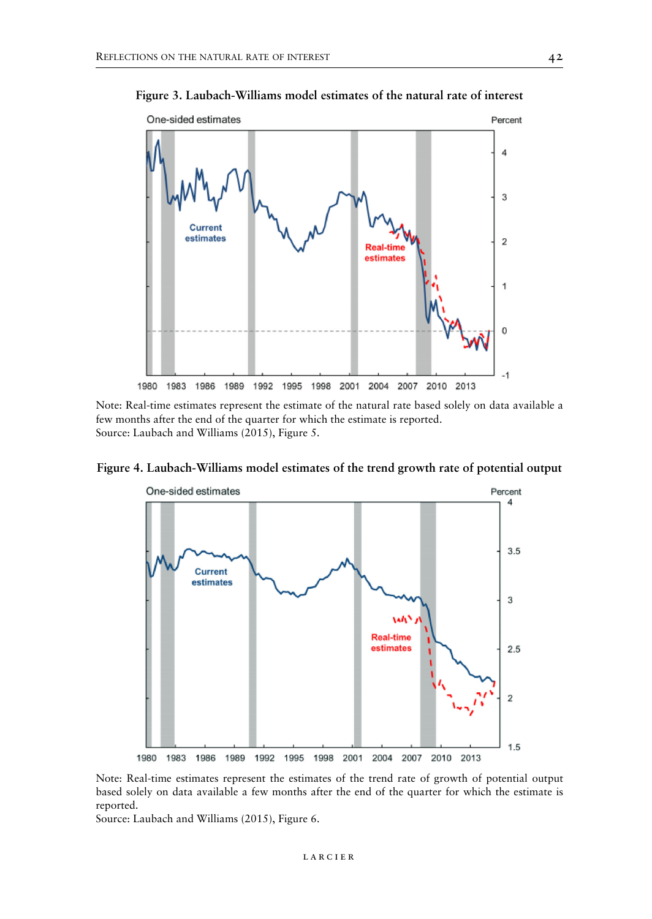**Figure 3. Laubach-Williams model estimates of the natural rate of interest**

Note: Real-time estimates represent the estimate of the natural rate based solely on data available a few months after the end of the quarter for which the estimate is reported.
Source: Laubach and Williams (2015), Figure 5.

**Figure 4. Laubach-Williams model estimates of the trend growth rate of potential output**

Note: Real-time estimates represent the estimates of the trend rate of growth of potential output based solely on data available a few months after the end of the quarter for which the estimate is reported.
Source: Laubach and Williams (2015), Figure 6.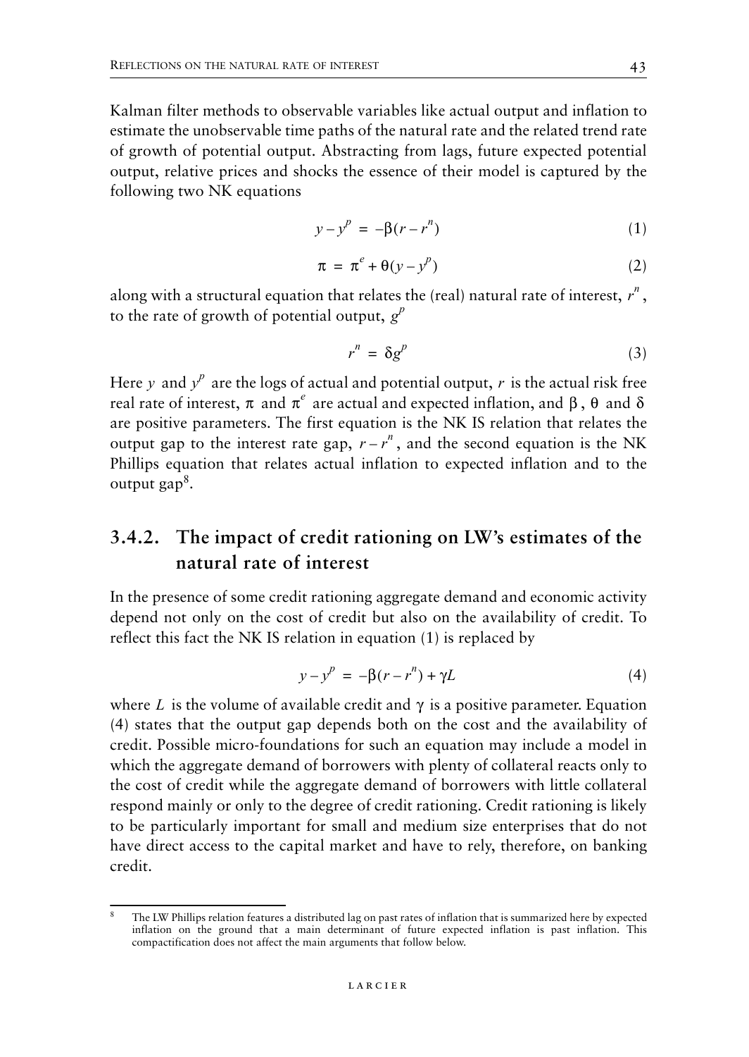Kalman filter methods to observable variables like actual output and inflation to estimate the unobservable time paths of the natural rate and the related trend rate of growth of potential output. Abstracting from lags, future expected potential output, relative prices and shocks the essence of their model is captured by the following two NK equations

$$y - y^p = -\beta(r - r^n) \tag{1}$$

$$\pi = \pi^e + \theta(y - y^p) \tag{2}$$

along with a structural equation that relates the (real) natural rate of interest, $r^n$, to the rate of growth of potential output, $g^p$

$$r^n = \delta g^p \tag{3}$$

Here $y$ and $y^p$ are the logs of actual and potential output, $r$ is the actual risk free real rate of interest, $\pi$ and $\pi^e$ are actual and expected inflation, and $\beta$, $\theta$ and $\delta$ are positive parameters. The first equation is the NK IS relation that relates the output gap to the interest rate gap, $r - r^n$, and the second equation is the NK Phillips equation that relates actual inflation to expected inflation and to the output gap[8].

### 3.4.2. The impact of credit rationing on LW's estimates of the natural rate of interest

In the presence of some credit rationing aggregate demand and economic activity depend not only on the cost of credit but also on the availability of credit. To reflect this fact the NK IS relation in equation (1) is replaced by

$$y - y^p = -\beta(r - r^n) + \gamma L \tag{4}$$

where $L$ is the volume of available credit and $\gamma$ is a positive parameter. Equation (4) states that the output gap depends both on the cost and the availability of credit. Possible micro-foundations for such an equation may include a model in which the aggregate demand of borrowers with plenty of collateral reacts only to the cost of credit while the aggregate demand of borrowers with little collateral respond mainly or only to the degree of credit rationing. Credit rationing is likely to be particularly important for small and medium size enterprises that do not have direct access to the capital market and have to rely, therefore, on banking credit.

[8] The LW Phillips relation features a distributed lag on past rates of inflation that is summarized here by expected inflation on the ground that a main determinant of future expected inflation is past inflation. This compactification does not affect the main arguments that follow below.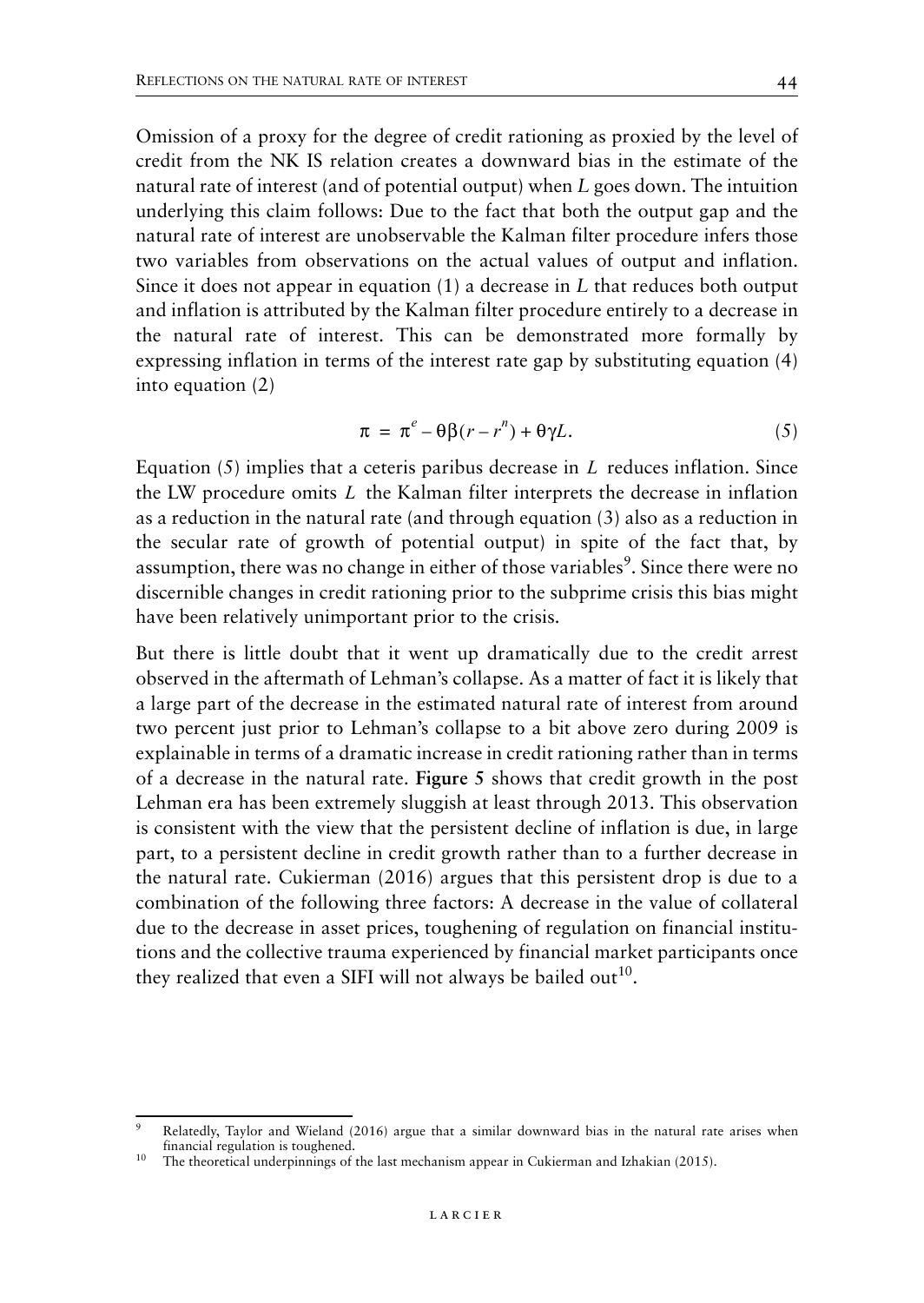Omission of a proxy for the degree of credit rationing as proxied by the level of credit from the NK IS relation creates a downward bias in the estimate of the natural rate of interest (and of potential output) when $L$ goes down. The intuition underlying this claim follows: Due to the fact that both the output gap and the natural rate of interest are unobservable the Kalman filter procedure infers those two variables from observations on the actual values of output and inflation. Since it does not appear in equation (1) a decrease in $L$ that reduces both output and inflation is attributed by the Kalman filter procedure entirely to a decrease in the natural rate of interest. This can be demonstrated more formally by expressing inflation in terms of the interest rate gap by substituting equation (4) into equation (2)

$$\pi = \pi^e - \theta\beta(r - r^n) + \theta\gamma L. \tag{5}$$

Equation (5) implies that a ceteris paribus decrease in $L$ reduces inflation. Since the LW procedure omits $L$ the Kalman filter interprets the decrease in inflation as a reduction in the natural rate (and through equation (3) also as a reduction in the secular rate of growth of potential output) in spite of the fact that, by assumption, there was no change in either of those variables[9]. Since there were no discernible changes in credit rationing prior to the subprime crisis this bias might have been relatively unimportant prior to the crisis.

But there is little doubt that it went up dramatically due to the credit arrest observed in the aftermath of Lehman's collapse. As a matter of fact it is likely that a large part of the decrease in the estimated natural rate of interest from around two percent just prior to Lehman's collapse to a bit above zero during 2009 is explainable in terms of a dramatic increase in credit rationing rather than in terms of a decrease in the natural rate. **Figure 5** shows that credit growth in the post Lehman era has been extremely sluggish at least through 2013. This observation is consistent with the view that the persistent decline of inflation is due, in large part, to a persistent decline in credit growth rather than to a further decrease in the natural rate. Cukierman (2016) argues that this persistent drop is due to a combination of the following three factors: A decrease in the value of collateral due to the decrease in asset prices, toughening of regulation on financial institutions and the collective trauma experienced by financial market participants once they realized that even a SIFI will not always be bailed out[10].

---

[9] Relatedly, Taylor and Wieland (2016) argue that a similar downward bias in the natural rate arises when financial regulation is toughened.

[10] The theoretical underpinnings of the last mechanism appear in Cukierman and Izhakian (2015).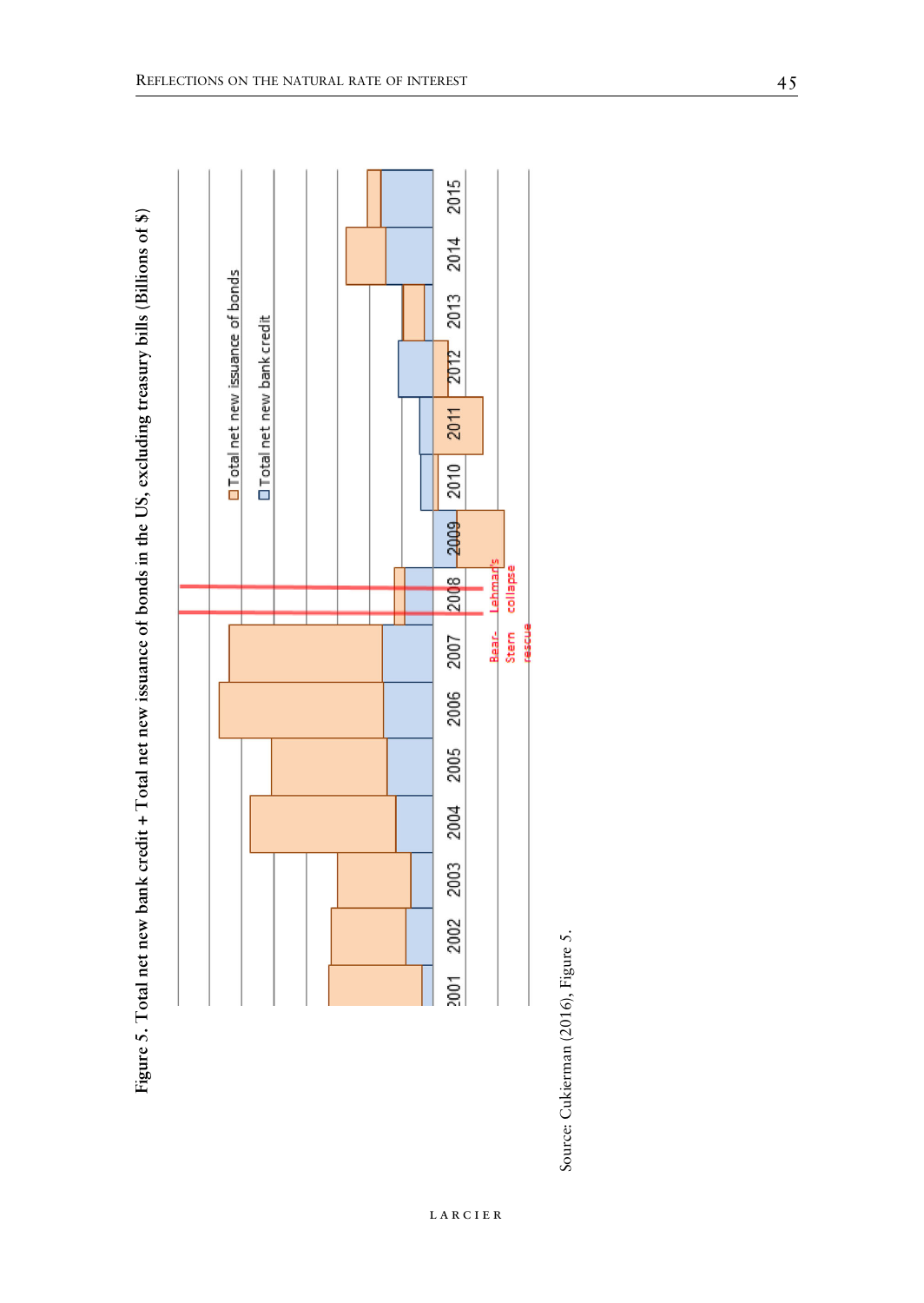Figure 5. Total net new bank credit + Total net new issuance of bonds in the US, excluding treasury bills (Billions of $)

Source: Cukierman (2016), Figure 5.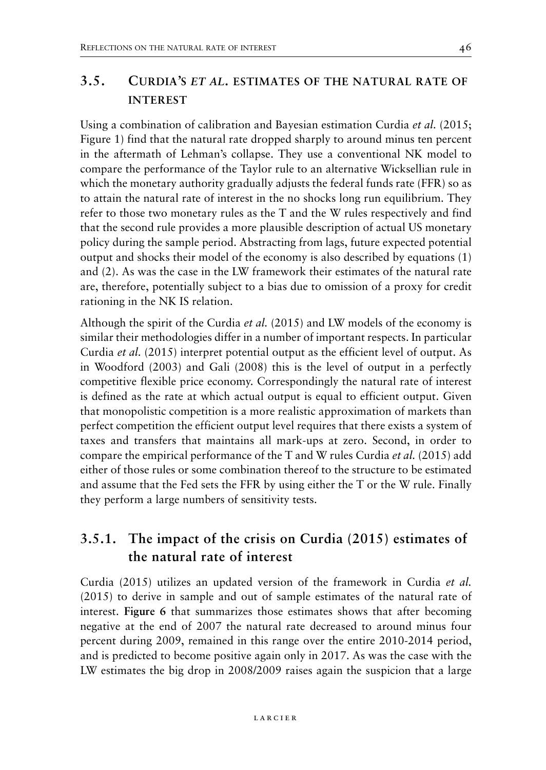## 3.5. Curdia's *et al.* estimates of the natural rate of interest

Using a combination of calibration and Bayesian estimation Curdia *et al.* (2015; Figure 1) find that the natural rate dropped sharply to around minus ten percent in the aftermath of Lehman's collapse. They use a conventional NK model to compare the performance of the Taylor rule to an alternative Wicksellian rule in which the monetary authority gradually adjusts the federal funds rate (FFR) so as to attain the natural rate of interest in the no shocks long run equilibrium. They refer to those two monetary rules as the T and the W rules respectively and find that the second rule provides a more plausible description of actual US monetary policy during the sample period. Abstracting from lags, future expected potential output and shocks their model of the economy is also described by equations (1) and (2). As was the case in the LW framework their estimates of the natural rate are, therefore, potentially subject to a bias due to omission of a proxy for credit rationing in the NK IS relation.

Although the spirit of the Curdia *et al.* (2015) and LW models of the economy is similar their methodologies differ in a number of important respects. In particular Curdia *et al.* (2015) interpret potential output as the efficient level of output. As in Woodford (2003) and Gali (2008) this is the level of output in a perfectly competitive flexible price economy. Correspondingly the natural rate of interest is defined as the rate at which actual output is equal to efficient output. Given that monopolistic competition is a more realistic approximation of markets than perfect competition the efficient output level requires that there exists a system of taxes and transfers that maintains all mark-ups at zero. Second, in order to compare the empirical performance of the T and W rules Curdia *et al.* (2015) add either of those rules or some combination thereof to the structure to be estimated and assume that the Fed sets the FFR by using either the T or the W rule. Finally they perform a large numbers of sensitivity tests.

### 3.5.1. The impact of the crisis on Curdia (2015) estimates of the natural rate of interest

Curdia (2015) utilizes an updated version of the framework in Curdia *et al.* (2015) to derive in sample and out of sample estimates of the natural rate of interest. **Figure 6** that summarizes those estimates shows that after becoming negative at the end of 2007 the natural rate decreased to around minus four percent during 2009, remained in this range over the entire 2010-2014 period, and is predicted to become positive again only in 2017. As was the case with the LW estimates the big drop in 2008/2009 raises again the suspicion that a large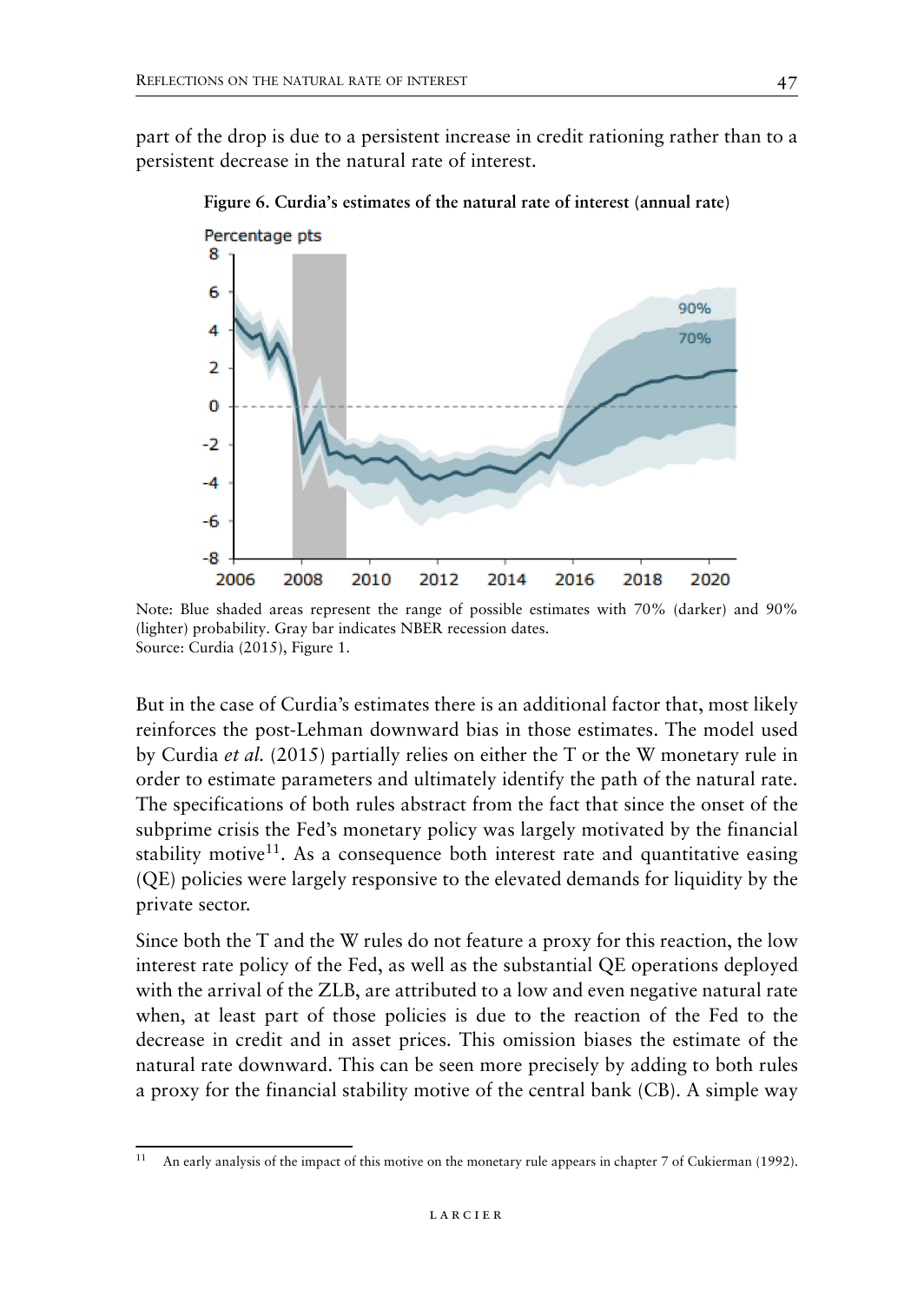part of the drop is due to a persistent increase in credit rationing rather than to a persistent decrease in the natural rate of interest.

**Figure 6. Curdia's estimates of the natural rate of interest (annual rate)**

Note: Blue shaded areas represent the range of possible estimates with 70% (darker) and 90% (lighter) probability. Gray bar indicates NBER recession dates.
Source: Curdia (2015), Figure 1.

But in the case of Curdia's estimates there is an additional factor that, most likely reinforces the post-Lehman downward bias in those estimates. The model used by Curdia *et al.* (2015) partially relies on either the T or the W monetary rule in order to estimate parameters and ultimately identify the path of the natural rate. The specifications of both rules abstract from the fact that since the onset of the subprime crisis the Fed's monetary policy was largely motivated by the financial stability motive[11]. As a consequence both interest rate and quantitative easing (QE) policies were largely responsive to the elevated demands for liquidity by the private sector.

Since both the T and the W rules do not feature a proxy for this reaction, the low interest rate policy of the Fed, as well as the substantial QE operations deployed with the arrival of the ZLB, are attributed to a low and even negative natural rate when, at least part of those policies is due to the reaction of the Fed to the decrease in credit and in asset prices. This omission biases the estimate of the natural rate downward. This can be seen more precisely by adding to both rules a proxy for the financial stability motive of the central bank (CB). A simple way

[11] An early analysis of the impact of this motive on the monetary rule appears in chapter 7 of Cukierman (1992).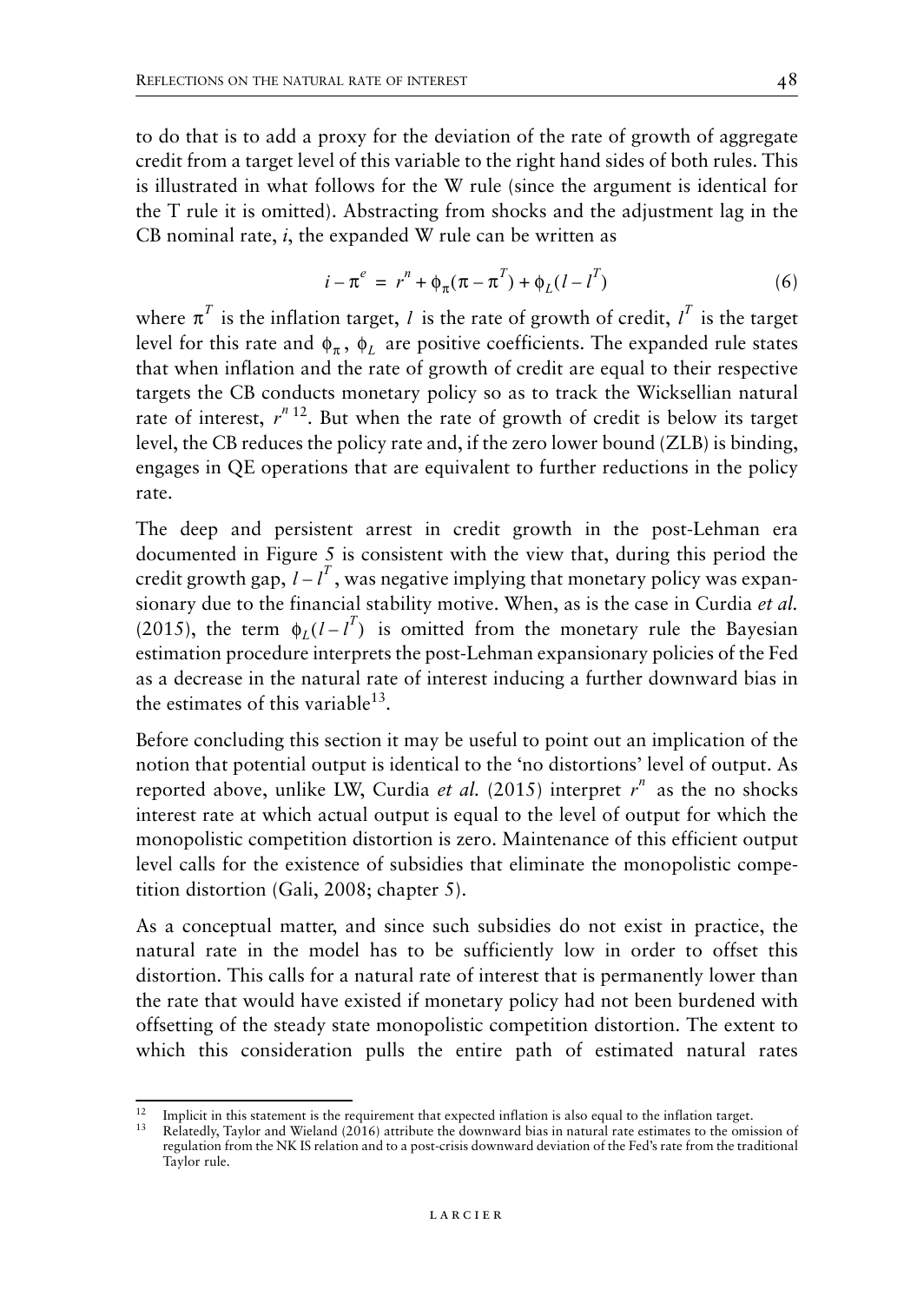to do that is to add a proxy for the deviation of the rate of growth of aggregate credit from a target level of this variable to the right hand sides of both rules. This is illustrated in what follows for the W rule (since the argument is identical for the T rule it is omitted). Abstracting from shocks and the adjustment lag in the CB nominal rate, *i*, the expanded W rule can be written as

$$i - \pi^e = r^n + \phi_\pi(\pi - \pi^T) + \phi_L(l - l^T) \tag{6}$$

where $\pi^T$ is the inflation target, $l$ is the rate of growth of credit, $l^T$ is the target level for this rate and $\phi_\pi$, $\phi_L$ are positive coefficients. The expanded rule states that when inflation and the rate of growth of credit are equal to their respective targets the CB conducts monetary policy so as to track the Wicksellian natural rate of interest, $r^n$[12]. But when the rate of growth of credit is below its target level, the CB reduces the policy rate and, if the zero lower bound (ZLB) is binding, engages in QE operations that are equivalent to further reductions in the policy rate.

The deep and persistent arrest in credit growth in the post-Lehman era documented in Figure 5 is consistent with the view that, during this period the credit growth gap, $l - l^T$, was negative implying that monetary policy was expansionary due to the financial stability motive. When, as is the case in Curdia *et al.* (2015), the term $\phi_L(l - l^T)$ is omitted from the monetary rule the Bayesian estimation procedure interprets the post-Lehman expansionary policies of the Fed as a decrease in the natural rate of interest inducing a further downward bias in the estimates of this variable[13].

Before concluding this section it may be useful to point out an implication of the notion that potential output is identical to the 'no distortions' level of output. As reported above, unlike LW, Curdia *et al.* (2015) interpret $r^n$ as the no shocks interest rate at which actual output is equal to the level of output for which the monopolistic competition distortion is zero. Maintenance of this efficient output level calls for the existence of subsidies that eliminate the monopolistic competition distortion (Gali, 2008; chapter 5).

As a conceptual matter, and since such subsidies do not exist in practice, the natural rate in the model has to be sufficiently low in order to offset this distortion. This calls for a natural rate of interest that is permanently lower than the rate that would have existed if monetary policy had not been burdened with offsetting of the steady state monopolistic competition distortion. The extent to which this consideration pulls the entire path of estimated natural rates

---

[12] Implicit in this statement is the requirement that expected inflation is also equal to the inflation target.

[13] Relatedly, Taylor and Wieland (2016) attribute the downward bias in natural rate estimates to the omission of regulation from the NK IS relation and to a post-crisis downward deviation of the Fed's rate from the traditional Taylor rule.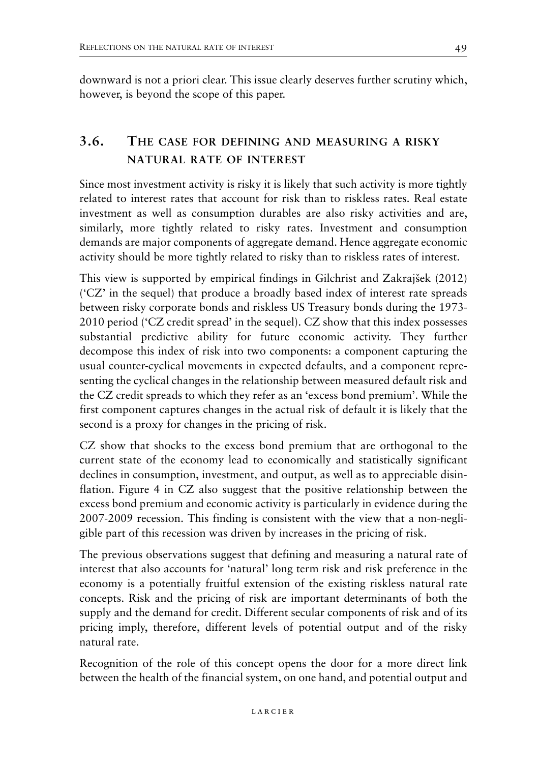downward is not a priori clear. This issue clearly deserves further scrutiny which, however, is beyond the scope of this paper.

## 3.6. The case for defining and measuring a risky natural rate of interest

Since most investment activity is risky it is likely that such activity is more tightly related to interest rates that account for risk than to riskless rates. Real estate investment as well as consumption durables are also risky activities and are, similarly, more tightly related to risky rates. Investment and consumption demands are major components of aggregate demand. Hence aggregate economic activity should be more tightly related to risky than to riskless rates of interest.

This view is supported by empirical findings in Gilchrist and Zakrajšek (2012) ('CZ' in the sequel) that produce a broadly based index of interest rate spreads between risky corporate bonds and riskless US Treasury bonds during the 1973-2010 period ('CZ credit spread' in the sequel). CZ show that this index possesses substantial predictive ability for future economic activity. They further decompose this index of risk into two components: a component capturing the usual counter-cyclical movements in expected defaults, and a component representing the cyclical changes in the relationship between measured default risk and the CZ credit spreads to which they refer as an 'excess bond premium'. While the first component captures changes in the actual risk of default it is likely that the second is a proxy for changes in the pricing of risk.

CZ show that shocks to the excess bond premium that are orthogonal to the current state of the economy lead to economically and statistically significant declines in consumption, investment, and output, as well as to appreciable disinflation. Figure 4 in CZ also suggest that the positive relationship between the excess bond premium and economic activity is particularly in evidence during the 2007-2009 recession. This finding is consistent with the view that a non-negligible part of this recession was driven by increases in the pricing of risk.

The previous observations suggest that defining and measuring a natural rate of interest that also accounts for 'natural' long term risk and risk preference in the economy is a potentially fruitful extension of the existing riskless natural rate concepts. Risk and the pricing of risk are important determinants of both the supply and the demand for credit. Different secular components of risk and of its pricing imply, therefore, different levels of potential output and of the risky natural rate.

Recognition of the role of this concept opens the door for a more direct link between the health of the financial system, on one hand, and potential output and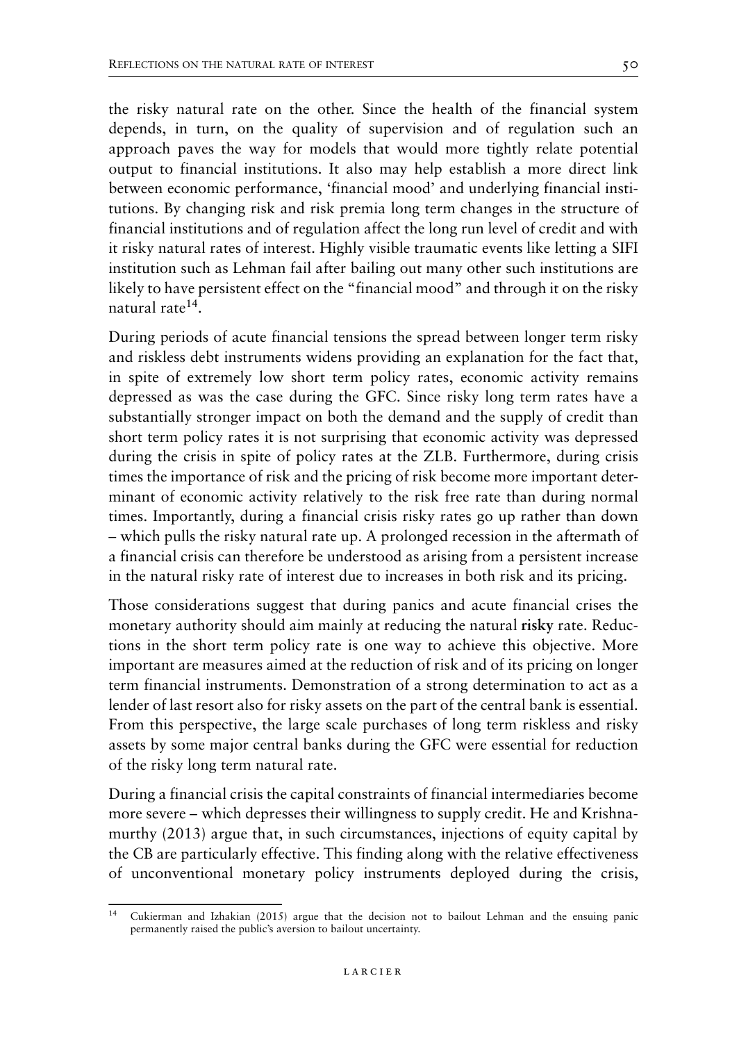the risky natural rate on the other. Since the health of the financial system depends, in turn, on the quality of supervision and of regulation such an approach paves the way for models that would more tightly relate potential output to financial institutions. It also may help establish a more direct link between economic performance, 'financial mood' and underlying financial institutions. By changing risk and risk premia long term changes in the structure of financial institutions and of regulation affect the long run level of credit and with it risky natural rates of interest. Highly visible traumatic events like letting a SIFI institution such as Lehman fail after bailing out many other such institutions are likely to have persistent effect on the "financial mood" and through it on the risky natural rate[14].

During periods of acute financial tensions the spread between longer term risky and riskless debt instruments widens providing an explanation for the fact that, in spite of extremely low short term policy rates, economic activity remains depressed as was the case during the GFC. Since risky long term rates have a substantially stronger impact on both the demand and the supply of credit than short term policy rates it is not surprising that economic activity was depressed during the crisis in spite of policy rates at the ZLB. Furthermore, during crisis times the importance of risk and the pricing of risk become more important determinant of economic activity relatively to the risk free rate than during normal times. Importantly, during a financial crisis risky rates go up rather than down – which pulls the risky natural rate up. A prolonged recession in the aftermath of a financial crisis can therefore be understood as arising from a persistent increase in the natural risky rate of interest due to increases in both risk and its pricing.

Those considerations suggest that during panics and acute financial crises the monetary authority should aim mainly at reducing the natural **risky** rate. Reductions in the short term policy rate is one way to achieve this objective. More important are measures aimed at the reduction of risk and of its pricing on longer term financial instruments. Demonstration of a strong determination to act as a lender of last resort also for risky assets on the part of the central bank is essential. From this perspective, the large scale purchases of long term riskless and risky assets by some major central banks during the GFC were essential for reduction of the risky long term natural rate.

During a financial crisis the capital constraints of financial intermediaries become more severe – which depresses their willingness to supply credit. He and Krishnamurthy (2013) argue that, in such circumstances, injections of equity capital by the CB are particularly effective. This finding along with the relative effectiveness of unconventional monetary policy instruments deployed during the crisis,

[14] Cukierman and Izhakian (2015) argue that the decision not to bailout Lehman and the ensuing panic permanently raised the public's aversion to bailout uncertainty.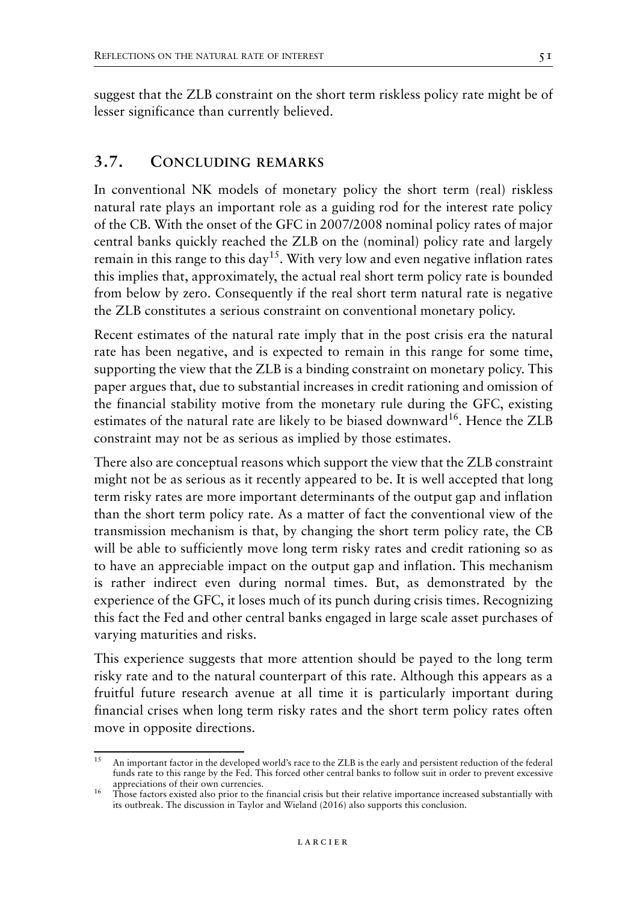suggest that the ZLB constraint on the short term riskless policy rate might be of lesser significance than currently believed.

## 3.7. Concluding remarks

In conventional NK models of monetary policy the short term (real) riskless natural rate plays an important role as a guiding rod for the interest rate policy of the CB. With the onset of the GFC in 2007/2008 nominal policy rates of major central banks quickly reached the ZLB on the (nominal) policy rate and largely remain in this range to this day[15]. With very low and even negative inflation rates this implies that, approximately, the actual real short term policy rate is bounded from below by zero. Consequently if the real short term natural rate is negative the ZLB constitutes a serious constraint on conventional monetary policy.

Recent estimates of the natural rate imply that in the post crisis era the natural rate has been negative, and is expected to remain in this range for some time, supporting the view that the ZLB is a binding constraint on monetary policy. This paper argues that, due to substantial increases in credit rationing and omission of the financial stability motive from the monetary rule during the GFC, existing estimates of the natural rate are likely to be biased downward[16]. Hence the ZLB constraint may not be as serious as implied by those estimates.

There also are conceptual reasons which support the view that the ZLB constraint might not be as serious as it recently appeared to be. It is well accepted that long term risky rates are more important determinants of the output gap and inflation than the short term policy rate. As a matter of fact the conventional view of the transmission mechanism is that, by changing the short term policy rate, the CB will be able to sufficiently move long term risky rates and credit rationing so as to have an appreciable impact on the output gap and inflation. This mechanism is rather indirect even during normal times. But, as demonstrated by the experience of the GFC, it loses much of its punch during crisis times. Recognizing this fact the Fed and other central banks engaged in large scale asset purchases of varying maturities and risks.

This experience suggests that more attention should be payed to the long term risky rate and to the natural counterpart of this rate. Although this appears as a fruitful future research avenue at all time it is particularly important during financial crises when long term risky rates and the short term policy rates often move in opposite directions.

---

[15] An important factor in the developed world's race to the ZLB is the early and persistent reduction of the federal funds rate to this range by the Fed. This forced other central banks to follow suit in order to prevent excessive appreciations of their own currencies.

[16] Those factors existed also prior to the financial crisis but their relative importance increased substantially with its outbreak. The discussion in Taylor and Wieland (2016) also supports this conclusion.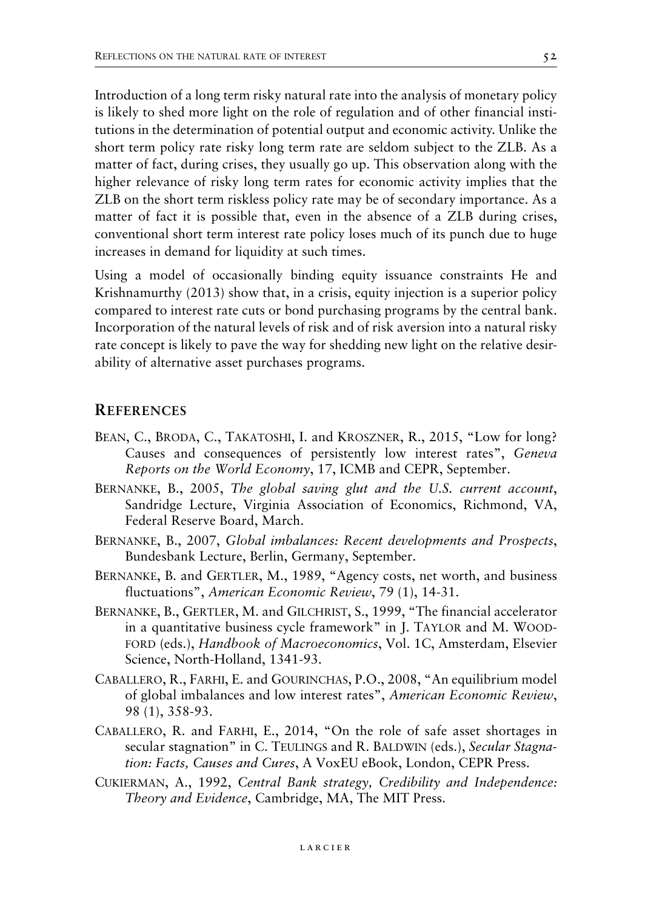Introduction of a long term risky natural rate into the analysis of monetary policy is likely to shed more light on the role of regulation and of other financial institutions in the determination of potential output and economic activity. Unlike the short term policy rate risky long term rate are seldom subject to the ZLB. As a matter of fact, during crises, they usually go up. This observation along with the higher relevance of risky long term rates for economic activity implies that the ZLB on the short term riskless policy rate may be of secondary importance. As a matter of fact it is possible that, even in the absence of a ZLB during crises, conventional short term interest rate policy loses much of its punch due to huge increases in demand for liquidity at such times.

Using a model of occasionally binding equity issuance constraints He and Krishnamurthy (2013) show that, in a crisis, equity injection is a superior policy compared to interest rate cuts or bond purchasing programs by the central bank. Incorporation of the natural levels of risk and of risk aversion into a natural risky rate concept is likely to pave the way for shedding new light on the relative desirability of alternative asset purchases programs.

## REFERENCES

- BEAN, C., BRODA, C., TAKATOSHI, I. and KROSZNER, R., 2015, "Low for long? Causes and consequences of persistently low interest rates", *Geneva Reports on the World Economy*, 17, ICMB and CEPR, September.
- BERNANKE, B., 2005, *The global saving glut and the U.S. current account*, Sandridge Lecture, Virginia Association of Economics, Richmond, VA, Federal Reserve Board, March.
- BERNANKE, B., 2007, *Global imbalances: Recent developments and Prospects*, Bundesbank Lecture, Berlin, Germany, September.
- BERNANKE, B. and GERTLER, M., 1989, "Agency costs, net worth, and business fluctuations", *American Economic Review*, 79 (1), 14-31.
- BERNANKE, B., GERTLER, M. and GILCHRIST, S., 1999, "The financial accelerator in a quantitative business cycle framework" in J. TAYLOR and M. WOODFORD (eds.), *Handbook of Macroeconomics*, Vol. 1C, Amsterdam, Elsevier Science, North-Holland, 1341-93.
- CABALLERO, R., FARHI, E. and GOURINCHAS, P.O., 2008, "An equilibrium model of global imbalances and low interest rates", *American Economic Review*, 98 (1), 358-93.
- CABALLERO, R. and FARHI, E., 2014, "On the role of safe asset shortages in secular stagnation" in C. TEULINGS and R. BALDWIN (eds.), *Secular Stagnation: Facts, Causes and Cures*, A VoxEU eBook, London, CEPR Press.
- CUKIERMAN, A., 1992, *Central Bank strategy, Credibility and Independence: Theory and Evidence*, Cambridge, MA, The MIT Press.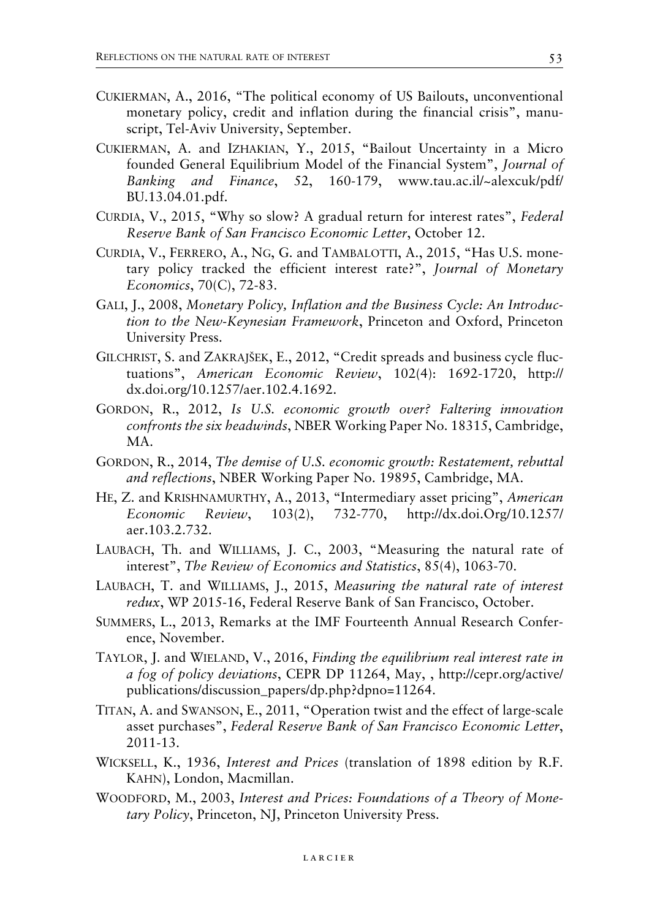CUKIERMAN, A., 2016, "The political economy of US Bailouts, unconventional monetary policy, credit and inflation during the financial crisis", manuscript, Tel-Aviv University, September.

CUKIERMAN, A. and IZHAKIAN, Y., 2015, "Bailout Uncertainty in a Micro founded General Equilibrium Model of the Financial System", *Journal of Banking and Finance*, 52, 160-179, www.tau.ac.il/~alexcuk/pdf/BU.13.04.01.pdf.

CURDIA, V., 2015, "Why so slow? A gradual return for interest rates", *Federal Reserve Bank of San Francisco Economic Letter*, October 12.

CURDIA, V., FERRERO, A., NG, G. and TAMBALOTTI, A., 2015, "Has U.S. monetary policy tracked the efficient interest rate?", *Journal of Monetary Economics*, 70(C), 72-83.

GALI, J., 2008, *Monetary Policy, Inflation and the Business Cycle: An Introduction to the New-Keynesian Framework*, Princeton and Oxford, Princeton University Press.

GILCHRIST, S. and ZAKRAJŠEK, E., 2012, "Credit spreads and business cycle fluctuations", *American Economic Review*, 102(4): 1692-1720, http://dx.doi.org/10.1257/aer.102.4.1692.

GORDON, R., 2012, *Is U.S. economic growth over? Faltering innovation confronts the six headwinds*, NBER Working Paper No. 18315, Cambridge, MA.

GORDON, R., 2014, *The demise of U.S. economic growth: Restatement, rebuttal and reflections*, NBER Working Paper No. 19895, Cambridge, MA.

HE, Z. and KRISHNAMURTHY, A., 2013, "Intermediary asset pricing", *American Economic Review*, 103(2), 732-770, http://dx.doi.Org/10.1257/aer.103.2.732.

LAUBACH, Th. and WILLIAMS, J. C., 2003, "Measuring the natural rate of interest", *The Review of Economics and Statistics*, 85(4), 1063-70.

LAUBACH, T. and WILLIAMS, J., 2015, *Measuring the natural rate of interest redux*, WP 2015-16, Federal Reserve Bank of San Francisco, October.

SUMMERS, L., 2013, Remarks at the IMF Fourteenth Annual Research Conference, November.

TAYLOR, J. and WIELAND, V., 2016, *Finding the equilibrium real interest rate in a fog of policy deviations*, CEPR DP 11264, May, , http://cepr.org/active/publications/discussion_papers/dp.php?dpno=11264.

TITAN, A. and SWANSON, E., 2011, "Operation twist and the effect of large-scale asset purchases", *Federal Reserve Bank of San Francisco Economic Letter*, 2011-13.

WICKSELL, K., 1936, *Interest and Prices* (translation of 1898 edition by R.F. KAHN), London, Macmillan.

WOODFORD, M., 2003, *Interest and Prices: Foundations of a Theory of Monetary Policy*, Princeton, NJ, Princeton University Press.